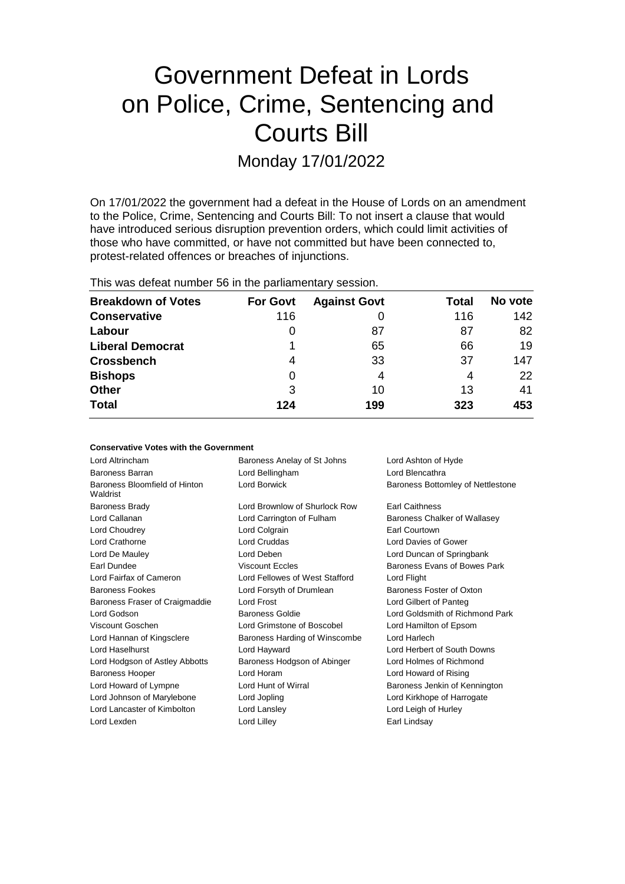# Government Defeat in Lords on Police, Crime, Sentencing and Courts Bill

## Monday 17/01/2022

On 17/01/2022 the government had a defeat in the House of Lords on an amendment to the Police, Crime, Sentencing and Courts Bill: To not insert a clause that would have introduced serious disruption prevention orders, which could limit activities of those who have committed, or have not committed but have been connected to, protest-related offences or breaches of injunctions.

This was defeat number 56 in the parliamentary session.

| Breakdown of Votes | For Govt | Against Govt | Total | No vote |
|---|---|---|---|---|
| **Conservative** | 116 | 0 | 116 | 142 |
| **Labour** | 0 | 87 | 87 | 82 |
| **Liberal Democrat** | 1 | 65 | 66 | 19 |
| **Crossbench** | 4 | 33 | 37 | 147 |
| **Bishops** | 0 | 4 | 4 | 22 |
| **Other** | 3 | 10 | 13 | 41 |
| **Total** | **124** | **199** | **323** | **453** |

### Conservative Votes with the Government

| | | |
|---|---|---|
| Lord Altrincham | Baroness Anelay of St Johns | Lord Ashton of Hyde |
| Baroness Barran | Lord Bellingham | Lord Blencathra |
| Baroness Bloomfield of Hinton Waldrist | Lord Borwick | Baroness Bottomley of Nettlestone |
| Baroness Brady | Lord Brownlow of Shurlock Row | Earl Caithness |
| Lord Callanan | Lord Carrington of Fulham | Baroness Chalker of Wallasey |
| Lord Choudrey | Lord Colgrain | Earl Courtown |
| Lord Crathorne | Lord Cruddas | Lord Davies of Gower |
| Lord De Mauley | Lord Deben | Lord Duncan of Springbank |
| Earl Dundee | Viscount Eccles | Baroness Evans of Bowes Park |
| Lord Fairfax of Cameron | Lord Fellowes of West Stafford | Lord Flight |
| Baroness Fookes | Lord Forsyth of Drumlean | Baroness Foster of Oxton |
| Baroness Fraser of Craigmaddie | Lord Frost | Lord Gilbert of Panteg |
| Lord Godson | Baroness Goldie | Lord Goldsmith of Richmond Park |
| Viscount Goschen | Lord Grimstone of Boscobel | Lord Hamilton of Epsom |
| Lord Hannan of Kingsclere | Baroness Harding of Winscombe | Lord Harlech |
| Lord Haselhurst | Lord Hayward | Lord Herbert of South Downs |
| Lord Hodgson of Astley Abbotts | Baroness Hodgson of Abinger | Lord Holmes of Richmond |
| Baroness Hooper | Lord Horam | Lord Howard of Rising |
| Lord Howard of Lympne | Lord Hunt of Wirral | Baroness Jenkin of Kennington |
| Lord Johnson of Marylebone | Lord Jopling | Lord Kirkhope of Harrogate |
| Lord Lancaster of Kimbolton | Lord Lansley | Lord Leigh of Hurley |
| Lord Lexden | Lord Lilley | Earl Lindsay |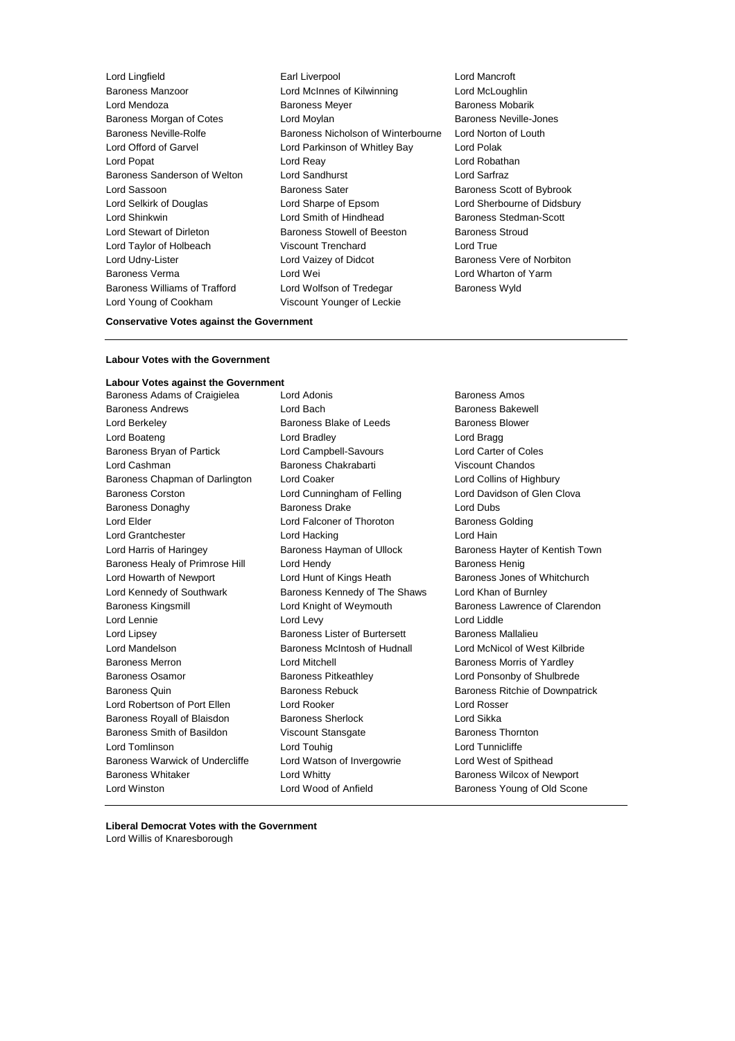Lord Lingfield
Earl Liverpool
Lord Mancroft
Baroness Manzoor
Lord McInnes of Kilwinning
Lord McLoughlin
Lord Mendoza
Baroness Meyer
Baroness Mobarik
Baroness Morgan of Cotes
Lord Moylan
Baroness Neville-Jones
Baroness Neville-Rolfe
Baroness Nicholson of Winterbourne
Lord Norton of Louth
Lord Offord of Garvel
Lord Parkinson of Whitley Bay
Lord Polak
Lord Popat
Lord Reay
Lord Robathan
Baroness Sanderson of Welton
Lord Sandhurst
Lord Sarfraz
Lord Sassoon
Baroness Sater
Baroness Scott of Bybrook
Lord Selkirk of Douglas
Lord Sharpe of Epsom
Lord Sherbourne of Didsbury
Lord Shinkwin
Lord Smith of Hindhead
Baroness Stedman-Scott
Lord Stewart of Dirleton
Baroness Stowell of Beeston
Baroness Stroud
Lord Taylor of Holbeach
Viscount Trenchard
Lord True
Lord Udny-Lister
Lord Vaizey of Didcot
Baroness Vere of Norbiton
Baroness Verma
Lord Wei
Lord Wharton of Yarm
Baroness Williams of Trafford
Lord Wolfson of Tredegar
Baroness Wyld
Lord Young of Cookham
Viscount Younger of Leckie

**Conservative Votes against the Government**

---

**Labour Votes with the Government**

**Labour Votes against the Government**

Baroness Adams of Craigielea
Lord Adonis
Baroness Amos
Baroness Andrews
Lord Bach
Baroness Bakewell
Lord Berkeley
Baroness Blake of Leeds
Baroness Blower
Lord Boateng
Lord Bradley
Lord Bragg
Baroness Bryan of Partick
Lord Campbell-Savours
Lord Carter of Coles
Lord Cashman
Baroness Chakrabarti
Viscount Chandos
Baroness Chapman of Darlington
Lord Coaker
Lord Collins of Highbury
Baroness Corston
Lord Cunningham of Felling
Lord Davidson of Glen Clova
Baroness Donaghy
Baroness Drake
Lord Dubs
Lord Elder
Lord Falconer of Thoroton
Baroness Golding
Lord Grantchester
Lord Hacking
Lord Hain
Lord Harris of Haringey
Baroness Hayman of Ullock
Baroness Hayter of Kentish Town
Baroness Healy of Primrose Hill
Lord Hendy
Baroness Henig
Lord Howarth of Newport
Lord Hunt of Kings Heath
Baroness Jones of Whitchurch
Lord Kennedy of Southwark
Baroness Kennedy of The Shaws
Lord Khan of Burnley
Baroness Kingsmill
Lord Knight of Weymouth
Baroness Lawrence of Clarendon
Lord Lennie
Lord Levy
Lord Liddle
Lord Lipsey
Baroness Lister of Burtersett
Baroness Mallalieu
Lord Mandelson
Baroness McIntosh of Hudnall
Lord McNicol of West Kilbride
Baroness Merron
Lord Mitchell
Baroness Morris of Yardley
Baroness Osamor
Baroness Pitkeathley
Lord Ponsonby of Shulbrede
Baroness Quin
Baroness Rebuck
Baroness Ritchie of Downpatrick
Lord Robertson of Port Ellen
Lord Rooker
Lord Rosser
Baroness Royall of Blaisdon
Baroness Sherlock
Lord Sikka
Baroness Smith of Basildon
Viscount Stansgate
Baroness Thornton
Lord Tomlinson
Lord Touhig
Lord Tunnicliffe
Baroness Warwick of Undercliffe
Lord Watson of Invergowrie
Lord West of Spithead
Baroness Whitaker
Lord Whitty
Baroness Wilcox of Newport
Lord Winston
Lord Wood of Anfield
Baroness Young of Old Scone

---

**Liberal Democrat Votes with the Government**

Lord Willis of Knaresborough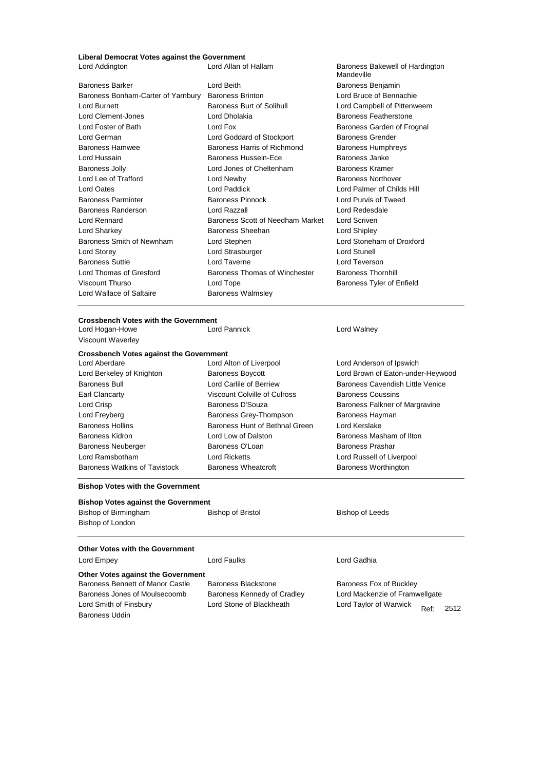**Liberal Democrat Votes against the Government**

| | | |
|---|---|---|
| Lord Addington | Lord Allan of Hallam | Baroness Bakewell of Hardington Mandeville |
| Baroness Barker | Lord Beith | Baroness Benjamin |
| Baroness Bonham-Carter of Yarnbury | Baroness Brinton | Lord Bruce of Bennachie |
| Lord Burnett | Baroness Burt of Solihull | Lord Campbell of Pittenweem |
| Lord Clement-Jones | Lord Dholakia | Baroness Featherstone |
| Lord Foster of Bath | Lord Fox | Baroness Garden of Frognal |
| Lord German | Lord Goddard of Stockport | Baroness Grender |
| Baroness Hamwee | Baroness Harris of Richmond | Baroness Humphreys |
| Lord Hussain | Baroness Hussein-Ece | Baroness Janke |
| Baroness Jolly | Lord Jones of Cheltenham | Baroness Kramer |
| Lord Lee of Trafford | Lord Newby | Baroness Northover |
| Lord Oates | Lord Paddick | Lord Palmer of Childs Hill |
| Baroness Parminter | Baroness Pinnock | Lord Purvis of Tweed |
| Baroness Randerson | Lord Razzall | Lord Redesdale |
| Lord Rennard | Baroness Scott of Needham Market | Lord Scriven |
| Lord Sharkey | Baroness Sheehan | Lord Shipley |
| Baroness Smith of Newnham | Lord Stephen | Lord Stoneham of Droxford |
| Lord Storey | Lord Strasburger | Lord Stunell |
| Baroness Suttie | Lord Taverne | Lord Teverson |
| Lord Thomas of Gresford | Baroness Thomas of Winchester | Baroness Thornhill |
| Viscount Thurso | Lord Tope | Baroness Tyler of Enfield |
| Lord Wallace of Saltaire | Baroness Walmsley | |

**Crossbench Votes with the Government**

| | | |
|---|---|---|
| Lord Hogan-Howe | Lord Pannick | Lord Walney |
| Viscount Waverley | | |

**Crossbench Votes against the Government**

| | | |
|---|---|---|
| Lord Aberdare | Lord Alton of Liverpool | Lord Anderson of Ipswich |
| Lord Berkeley of Knighton | Baroness Boycott | Lord Brown of Eaton-under-Heywood |
| Baroness Bull | Lord Carlile of Berriew | Baroness Cavendish Little Venice |
| Earl Clancarty | Viscount Colville of Culross | Baroness Coussins |
| Lord Crisp | Baroness D'Souza | Baroness Falkner of Margravine |
| Lord Freyberg | Baroness Grey-Thompson | Baroness Hayman |
| Baroness Hollins | Baroness Hunt of Bethnal Green | Lord Kerslake |
| Baroness Kidron | Lord Low of Dalston | Baroness Masham of Ilton |
| Baroness Neuberger | Baroness O'Loan | Baroness Prashar |
| Lord Ramsbotham | Lord Ricketts | Lord Russell of Liverpool |
| Baroness Watkins of Tavistock | Baroness Wheatcroft | Baroness Worthington |

**Bishop Votes with the Government**

**Bishop Votes against the Government**

| | | |
|---|---|---|
| Bishop of Birmingham | Bishop of Bristol | Bishop of Leeds |
| Bishop of London | | |

**Other Votes with the Government**

| | | |
|---|---|---|
| Lord Empey | Lord Faulks | Lord Gadhia |

**Other Votes against the Government**

| | | |
|---|---|---|
| Baroness Bennett of Manor Castle | Baroness Blackstone | Baroness Fox of Buckley |
| Baroness Jones of Moulsecoomb | Baroness Kennedy of Cradley | Lord Mackenzie of Framwellgate |
| Lord Smith of Finsbury | Lord Stone of Blackheath | Lord Taylor of Warwick |
| Baroness Uddin | | |

Ref: 2512